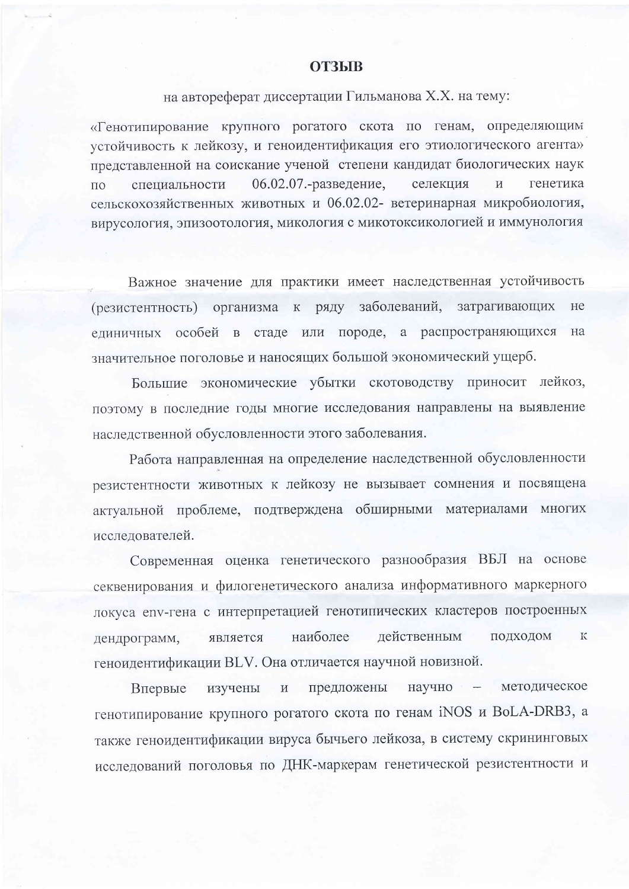# ОТЗЫВ

на автореферат диссертации Гильманова Х.Х. на тему:

«Генотипирование крупного рогатого скота по генам, определяющим устойчивость к лейкозу, и геноидентификация его этиологического агента» представленной на соискание ученой степени кандидат биологических наук по специальности 06.02.07.-разведение, селекция и генетика сельскохозяйственных животных и 06.02.02- ветеринарная микробиология, вирусология, эпизоотология, микология с микотоксикологией и иммунология

Важное значение для практики имеет наследственная устойчивость (резистентность) организма к ряду заболеваний, затрагивающих не единичных особей в стаде или породе, а распространяющихся на значительное поголовье и наносящих большой экономический ущерб.

Большие экономические убытки скотоводству приносит лейкоз, поэтому в последние годы многие исследования направлены на выявление наследственной обусловленности этого заболевания.

Работа направленная на определение наследственной обусловленности резистентности животных к лейкозу не вызывает сомнения и посвящена актуальной проблеме, подтверждена обширными материалами многих исследователей.

Современная оценка генетического разнообразия ВБЛ на основе секвенирования и филогенетического анализа информативного маркерного локуса env-гена с интерпретацией генотипических кластеров построенных дендрограмм, является наиболее действенным подходом к геноидентификации BLV. Она отличается научной новизной.

Впервые изучены и предложены научно – методическое генотипирование крупного рогатого скота по генам iNOS и BoLA-DRB3, а также геноидентификации вируса бычьего лейкоза, в систему скрининговых исследований поголовья по ДНК-маркерам генетической резистентности и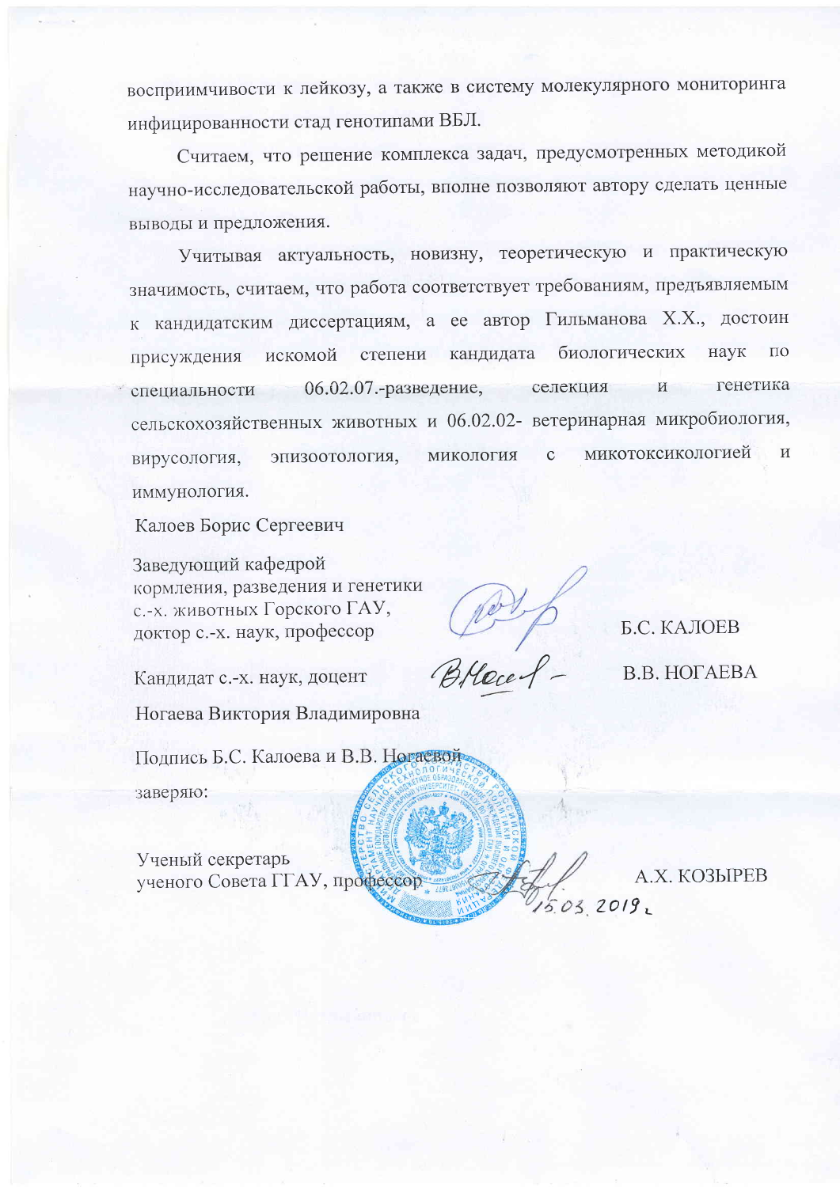восприимчивости к лейкозу, а также в систему молекулярного мониторинга инфицированности стад генотипами ВБЛ.

Считаем, что решение комплекса задач, предусмотренных методикой научно-исследовательской работы, вполне позволяют автору сделать ценные выводы и предложения.

Учитывая актуальность, новизну, теоретическую и практическую значимость, считаем, что работа соответствует требованиям, предъявляемым к кандидатским диссертациям, а ее автор Гильманова Х.Х., достоин присуждения искомой степени кандидата биологических наук по специальности 06.02.07.-разведение, селекция и генетика сельскохозяйственных животных и 06.02.02- ветеринарная микробиология, вирусология, эпизоотология, микология с микотоксикологией и иммунология.

Калоев Борис Сергеевич

Заведующий кафедрой
кормления, разведения и генетики
с.-х. животных Горского ГАУ,
доктор с.-х. наук, профессор — Б.С. КАЛОЕВ

Кандидат с.-х. наук, доцент — В.В. НОГАЕВА

Ногаева Виктория Владимировна

Подпись Б.С. Калоева и В.В. Ногаевой
заверяю:

Ученый секретарь
ученого Совета ГГАУ, профессор — А.Х. КОЗЫРЕВ

15.03.2019 г.